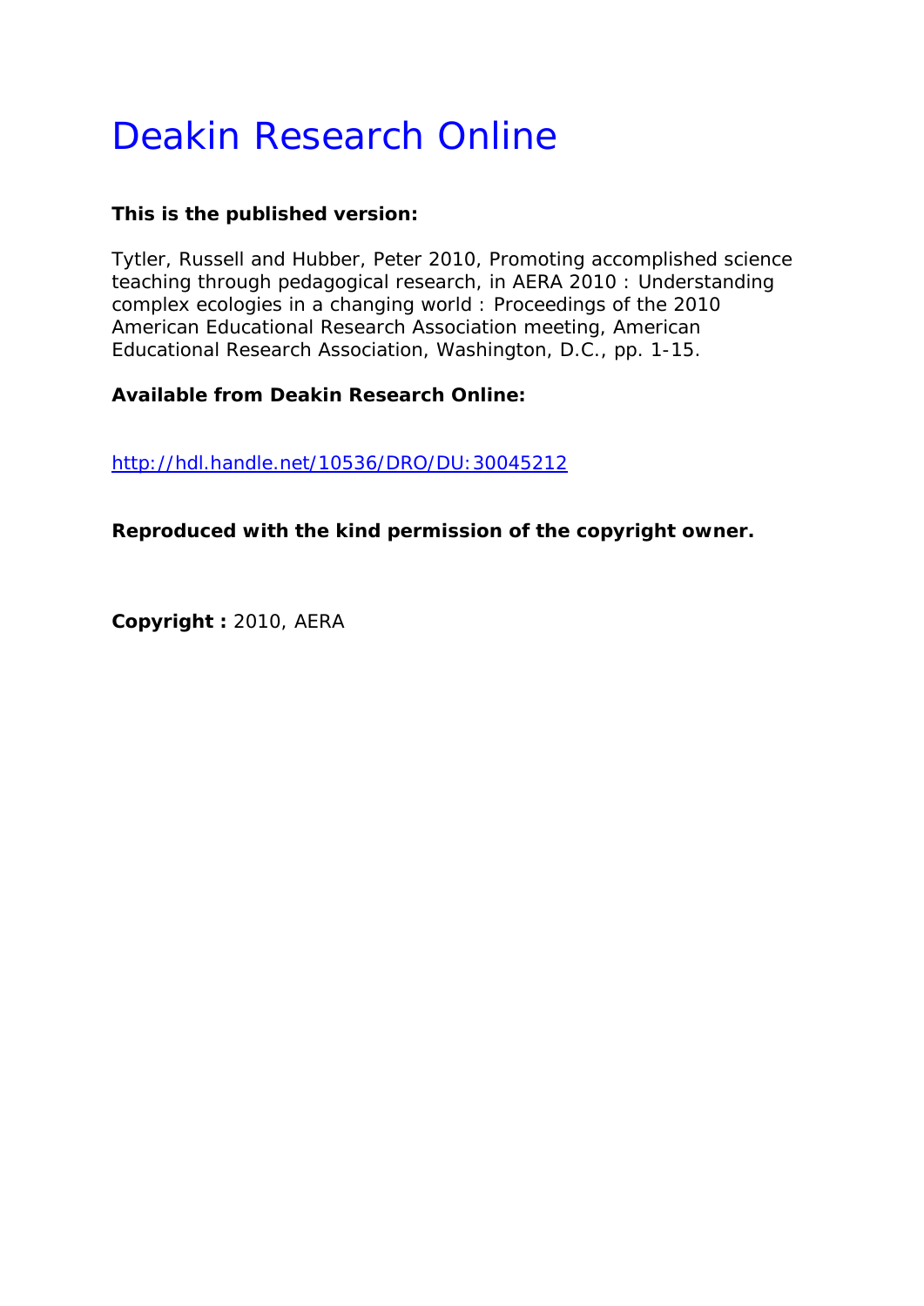# Deakin Research Online

**This is the published version:**

Tytler, Russell and Hubber, Peter 2010, Promoting accomplished science teaching through pedagogical research, in AERA 2010 : Understanding complex ecologies in a changing world : Proceedings of the 2010 American Educational Research Association meeting, American Educational Research Association, Washington, D.C., pp. 1-15.

**Available from Deakin Research Online:**

http://hdl.handle.net/10536/DRO/DU:30045212

**Reproduced with the kind permission of the copyright owner.**

**Copyright :** 2010, AERA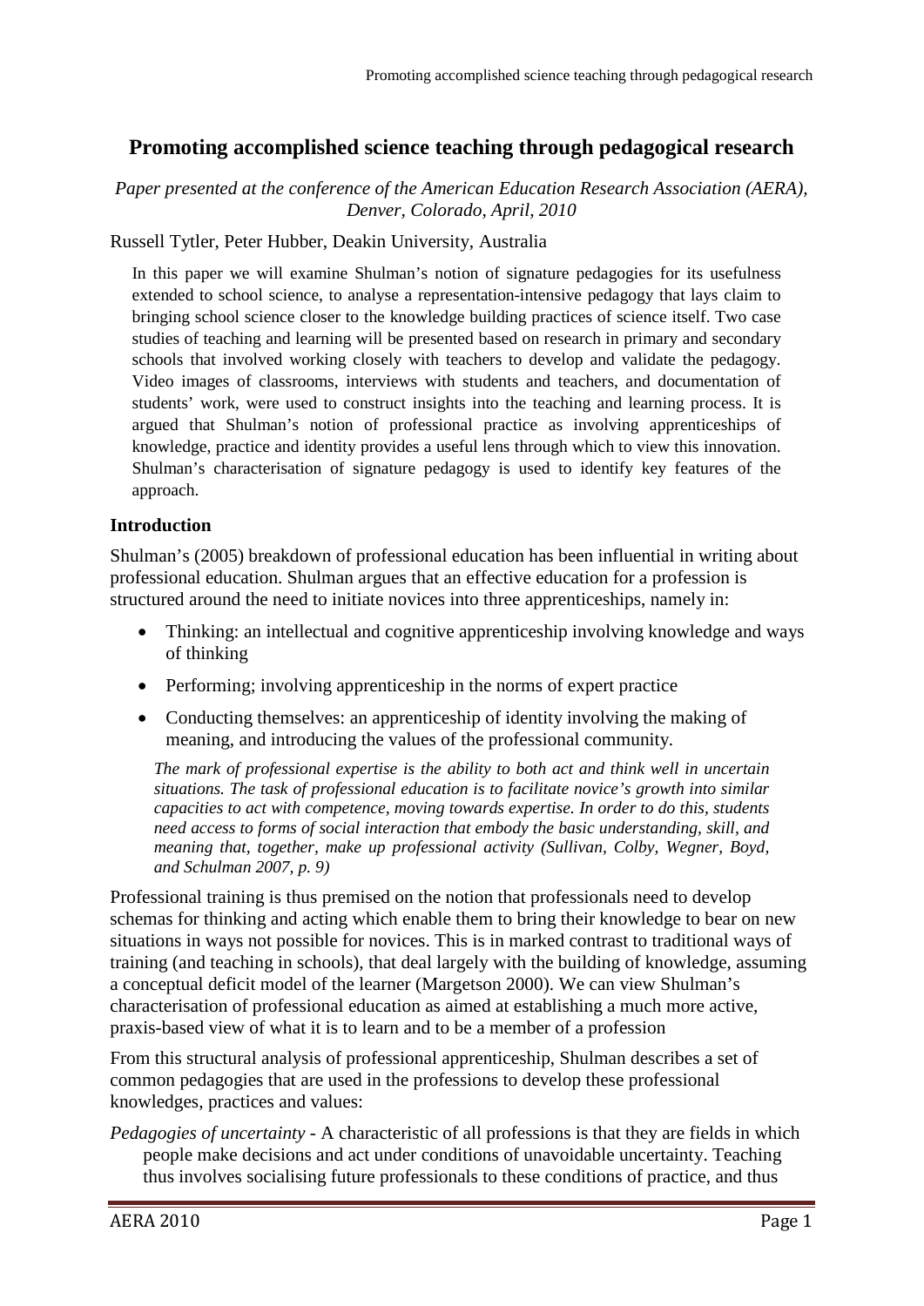# Promoting accomplished science teaching through pedagogical research

*Paper presented at the conference of the American Education Research Association (AERA), Denver, Colorado, April, 2010*

Russell Tytler, Peter Hubber, Deakin University, Australia

In this paper we will examine Shulman's notion of signature pedagogies for its usefulness extended to school science, to analyse a representation-intensive pedagogy that lays claim to bringing school science closer to the knowledge building practices of science itself. Two case studies of teaching and learning will be presented based on research in primary and secondary schools that involved working closely with teachers to develop and validate the pedagogy. Video images of classrooms, interviews with students and teachers, and documentation of students' work, were used to construct insights into the teaching and learning process. It is argued that Shulman's notion of professional practice as involving apprenticeships of knowledge, practice and identity provides a useful lens through which to view this innovation. Shulman's characterisation of signature pedagogy is used to identify key features of the approach.

## Introduction

Shulman's (2005) breakdown of professional education has been influential in writing about professional education. Shulman argues that an effective education for a profession is structured around the need to initiate novices into three apprenticeships, namely in:

- Thinking: an intellectual and cognitive apprenticeship involving knowledge and ways of thinking
- Performing; involving apprenticeship in the norms of expert practice
- Conducting themselves: an apprenticeship of identity involving the making of meaning, and introducing the values of the professional community.

*The mark of professional expertise is the ability to both act and think well in uncertain situations. The task of professional education is to facilitate novice's growth into similar capacities to act with competence, moving towards expertise. In order to do this, students need access to forms of social interaction that embody the basic understanding, skill, and meaning that, together, make up professional activity (Sullivan, Colby, Wegner, Boyd, and Schulman 2007, p. 9)*

Professional training is thus premised on the notion that professionals need to develop schemas for thinking and acting which enable them to bring their knowledge to bear on new situations in ways not possible for novices. This is in marked contrast to traditional ways of training (and teaching in schools), that deal largely with the building of knowledge, assuming a conceptual deficit model of the learner (Margetson 2000). We can view Shulman's characterisation of professional education as aimed at establishing a much more active, praxis-based view of what it is to learn and to be a member of a profession

From this structural analysis of professional apprenticeship, Shulman describes a set of common pedagogies that are used in the professions to develop these professional knowledges, practices and values:

*Pedagogies of uncertainty* - A characteristic of all professions is that they are fields in which people make decisions and act under conditions of unavoidable uncertainty. Teaching thus involves socialising future professionals to these conditions of practice, and thus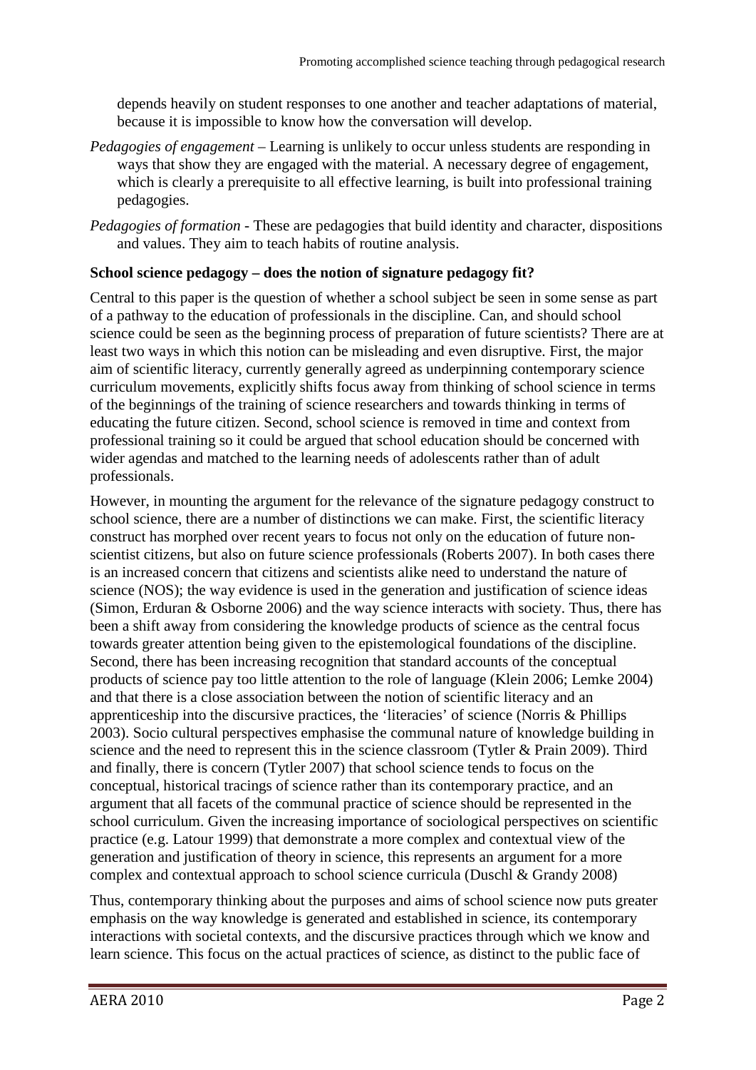depends heavily on student responses to one another and teacher adaptations of material, because it is impossible to know how the conversation will develop.

*Pedagogies of engagement* – Learning is unlikely to occur unless students are responding in ways that show they are engaged with the material. A necessary degree of engagement, which is clearly a prerequisite to all effective learning, is built into professional training pedagogies.

*Pedagogies of formation* - These are pedagogies that build identity and character, dispositions and values. They aim to teach habits of routine analysis.

**School science pedagogy – does the notion of signature pedagogy fit?**

Central to this paper is the question of whether a school subject be seen in some sense as part of a pathway to the education of professionals in the discipline. Can, and should school science could be seen as the beginning process of preparation of future scientists? There are at least two ways in which this notion can be misleading and even disruptive. First, the major aim of scientific literacy, currently generally agreed as underpinning contemporary science curriculum movements, explicitly shifts focus away from thinking of school science in terms of the beginnings of the training of science researchers and towards thinking in terms of educating the future citizen. Second, school science is removed in time and context from professional training so it could be argued that school education should be concerned with wider agendas and matched to the learning needs of adolescents rather than of adult professionals.

However, in mounting the argument for the relevance of the signature pedagogy construct to school science, there are a number of distinctions we can make. First, the scientific literacy construct has morphed over recent years to focus not only on the education of future non-scientist citizens, but also on future science professionals (Roberts 2007). In both cases there is an increased concern that citizens and scientists alike need to understand the nature of science (NOS); the way evidence is used in the generation and justification of science ideas (Simon, Erduran & Osborne 2006) and the way science interacts with society. Thus, there has been a shift away from considering the knowledge products of science as the central focus towards greater attention being given to the epistemological foundations of the discipline. Second, there has been increasing recognition that standard accounts of the conceptual products of science pay too little attention to the role of language (Klein 2006; Lemke 2004) and that there is a close association between the notion of scientific literacy and an apprenticeship into the discursive practices, the 'literacies' of science (Norris & Phillips 2003). Socio cultural perspectives emphasise the communal nature of knowledge building in science and the need to represent this in the science classroom (Tytler & Prain 2009). Third and finally, there is concern (Tytler 2007) that school science tends to focus on the conceptual, historical tracings of science rather than its contemporary practice, and an argument that all facets of the communal practice of science should be represented in the school curriculum. Given the increasing importance of sociological perspectives on scientific practice (e.g. Latour 1999) that demonstrate a more complex and contextual view of the generation and justification of theory in science, this represents an argument for a more complex and contextual approach to school science curricula (Duschl & Grandy 2008)

Thus, contemporary thinking about the purposes and aims of school science now puts greater emphasis on the way knowledge is generated and established in science, its contemporary interactions with societal contexts, and the discursive practices through which we know and learn science. This focus on the actual practices of science, as distinct to the public face of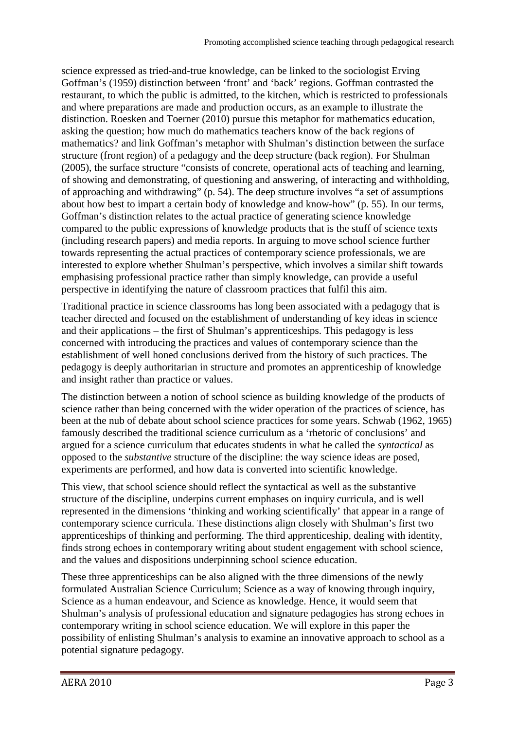science expressed as tried-and-true knowledge, can be linked to the sociologist Erving Goffman's (1959) distinction between 'front' and 'back' regions. Goffman contrasted the restaurant, to which the public is admitted, to the kitchen, which is restricted to professionals and where preparations are made and production occurs, as an example to illustrate the distinction. Roesken and Toerner (2010) pursue this metaphor for mathematics education, asking the question; how much do mathematics teachers know of the back regions of mathematics? and link Goffman's metaphor with Shulman's distinction between the surface structure (front region) of a pedagogy and the deep structure (back region). For Shulman (2005), the surface structure "consists of concrete, operational acts of teaching and learning, of showing and demonstrating, of questioning and answering, of interacting and withholding, of approaching and withdrawing" (p. 54). The deep structure involves "a set of assumptions about how best to impart a certain body of knowledge and know-how" (p. 55). In our terms, Goffman's distinction relates to the actual practice of generating science knowledge compared to the public expressions of knowledge products that is the stuff of science texts (including research papers) and media reports. In arguing to move school science further towards representing the actual practices of contemporary science professionals, we are interested to explore whether Shulman's perspective, which involves a similar shift towards emphasising professional practice rather than simply knowledge, can provide a useful perspective in identifying the nature of classroom practices that fulfil this aim.

Traditional practice in science classrooms has long been associated with a pedagogy that is teacher directed and focused on the establishment of understanding of key ideas in science and their applications – the first of Shulman's apprenticeships. This pedagogy is less concerned with introducing the practices and values of contemporary science than the establishment of well honed conclusions derived from the history of such practices. The pedagogy is deeply authoritarian in structure and promotes an apprenticeship of knowledge and insight rather than practice or values.

The distinction between a notion of school science as building knowledge of the products of science rather than being concerned with the wider operation of the practices of science, has been at the nub of debate about school science practices for some years. Schwab (1962, 1965) famously described the traditional science curriculum as a 'rhetoric of conclusions' and argued for a science curriculum that educates students in what he called the *syntactical* as opposed to the *substantive* structure of the discipline: the way science ideas are posed, experiments are performed, and how data is converted into scientific knowledge.

This view, that school science should reflect the syntactical as well as the substantive structure of the discipline, underpins current emphases on inquiry curricula, and is well represented in the dimensions 'thinking and working scientifically' that appear in a range of contemporary science curricula. These distinctions align closely with Shulman's first two apprenticeships of thinking and performing. The third apprenticeship, dealing with identity, finds strong echoes in contemporary writing about student engagement with school science, and the values and dispositions underpinning school science education.

These three apprenticeships can be also aligned with the three dimensions of the newly formulated Australian Science Curriculum; Science as a way of knowing through inquiry, Science as a human endeavour, and Science as knowledge. Hence, it would seem that Shulman's analysis of professional education and signature pedagogies has strong echoes in contemporary writing in school science education. We will explore in this paper the possibility of enlisting Shulman's analysis to examine an innovative approach to school as a potential signature pedagogy.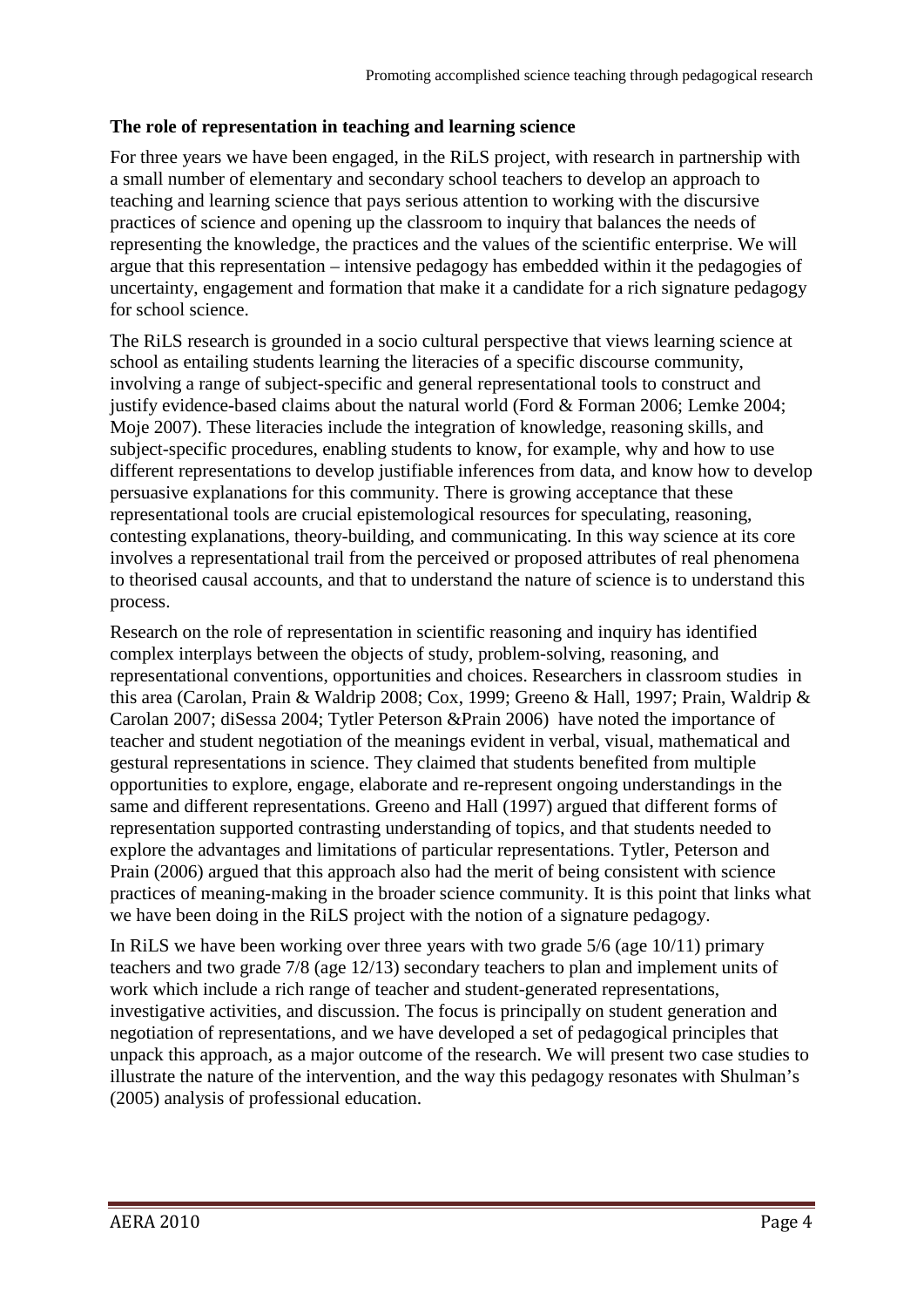### The role of representation in teaching and learning science

For three years we have been engaged, in the RiLS project, with research in partnership with a small number of elementary and secondary school teachers to develop an approach to teaching and learning science that pays serious attention to working with the discursive practices of science and opening up the classroom to inquiry that balances the needs of representing the knowledge, the practices and the values of the scientific enterprise. We will argue that this representation – intensive pedagogy has embedded within it the pedagogies of uncertainty, engagement and formation that make it a candidate for a rich signature pedagogy for school science.

The RiLS research is grounded in a socio cultural perspective that views learning science at school as entailing students learning the literacies of a specific discourse community, involving a range of subject-specific and general representational tools to construct and justify evidence-based claims about the natural world (Ford & Forman 2006; Lemke 2004; Moje 2007). These literacies include the integration of knowledge, reasoning skills, and subject-specific procedures, enabling students to know, for example, why and how to use different representations to develop justifiable inferences from data, and know how to develop persuasive explanations for this community. There is growing acceptance that these representational tools are crucial epistemological resources for speculating, reasoning, contesting explanations, theory-building, and communicating. In this way science at its core involves a representational trail from the perceived or proposed attributes of real phenomena to theorised causal accounts, and that to understand the nature of science is to understand this process.

Research on the role of representation in scientific reasoning and inquiry has identified complex interplays between the objects of study, problem-solving, reasoning, and representational conventions, opportunities and choices. Researchers in classroom studies in this area (Carolan, Prain & Waldrip 2008; Cox, 1999; Greeno & Hall, 1997; Prain, Waldrip & Carolan 2007; diSessa 2004; Tytler Peterson &Prain 2006) have noted the importance of teacher and student negotiation of the meanings evident in verbal, visual, mathematical and gestural representations in science. They claimed that students benefited from multiple opportunities to explore, engage, elaborate and re-represent ongoing understandings in the same and different representations. Greeno and Hall (1997) argued that different forms of representation supported contrasting understanding of topics, and that students needed to explore the advantages and limitations of particular representations. Tytler, Peterson and Prain (2006) argued that this approach also had the merit of being consistent with science practices of meaning-making in the broader science community. It is this point that links what we have been doing in the RiLS project with the notion of a signature pedagogy.

In RiLS we have been working over three years with two grade 5/6 (age 10/11) primary teachers and two grade 7/8 (age 12/13) secondary teachers to plan and implement units of work which include a rich range of teacher and student-generated representations, investigative activities, and discussion. The focus is principally on student generation and negotiation of representations, and we have developed a set of pedagogical principles that unpack this approach, as a major outcome of the research. We will present two case studies to illustrate the nature of the intervention, and the way this pedagogy resonates with Shulman's (2005) analysis of professional education.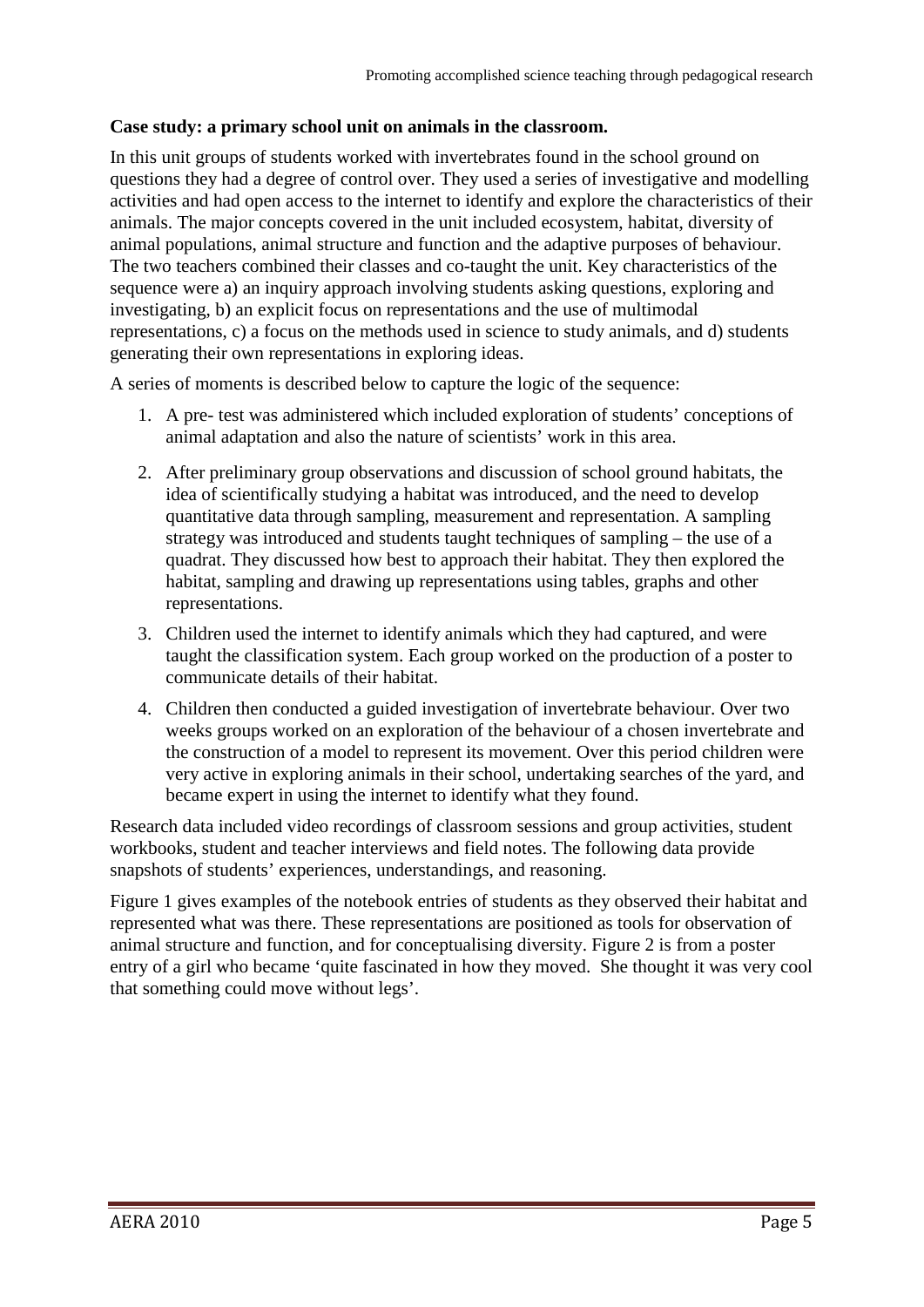**Case study: a primary school unit on animals in the classroom.**

In this unit groups of students worked with invertebrates found in the school ground on questions they had a degree of control over. They used a series of investigative and modelling activities and had open access to the internet to identify and explore the characteristics of their animals. The major concepts covered in the unit included ecosystem, habitat, diversity of animal populations, animal structure and function and the adaptive purposes of behaviour. The two teachers combined their classes and co-taught the unit. Key characteristics of the sequence were a) an inquiry approach involving students asking questions, exploring and investigating, b) an explicit focus on representations and the use of multimodal representations, c) a focus on the methods used in science to study animals, and d) students generating their own representations in exploring ideas.

A series of moments is described below to capture the logic of the sequence:

1. A pre- test was administered which included exploration of students' conceptions of animal adaptation and also the nature of scientists' work in this area.
2. After preliminary group observations and discussion of school ground habitats, the idea of scientifically studying a habitat was introduced, and the need to develop quantitative data through sampling, measurement and representation. A sampling strategy was introduced and students taught techniques of sampling – the use of a quadrat. They discussed how best to approach their habitat. They then explored the habitat, sampling and drawing up representations using tables, graphs and other representations.
3. Children used the internet to identify animals which they had captured, and were taught the classification system. Each group worked on the production of a poster to communicate details of their habitat.
4. Children then conducted a guided investigation of invertebrate behaviour. Over two weeks groups worked on an exploration of the behaviour of a chosen invertebrate and the construction of a model to represent its movement. Over this period children were very active in exploring animals in their school, undertaking searches of the yard, and became expert in using the internet to identify what they found.

Research data included video recordings of classroom sessions and group activities, student workbooks, student and teacher interviews and field notes. The following data provide snapshots of students' experiences, understandings, and reasoning.

Figure 1 gives examples of the notebook entries of students as they observed their habitat and represented what was there. These representations are positioned as tools for observation of animal structure and function, and for conceptualising diversity. Figure 2 is from a poster entry of a girl who became 'quite fascinated in how they moved. She thought it was very cool that something could move without legs'.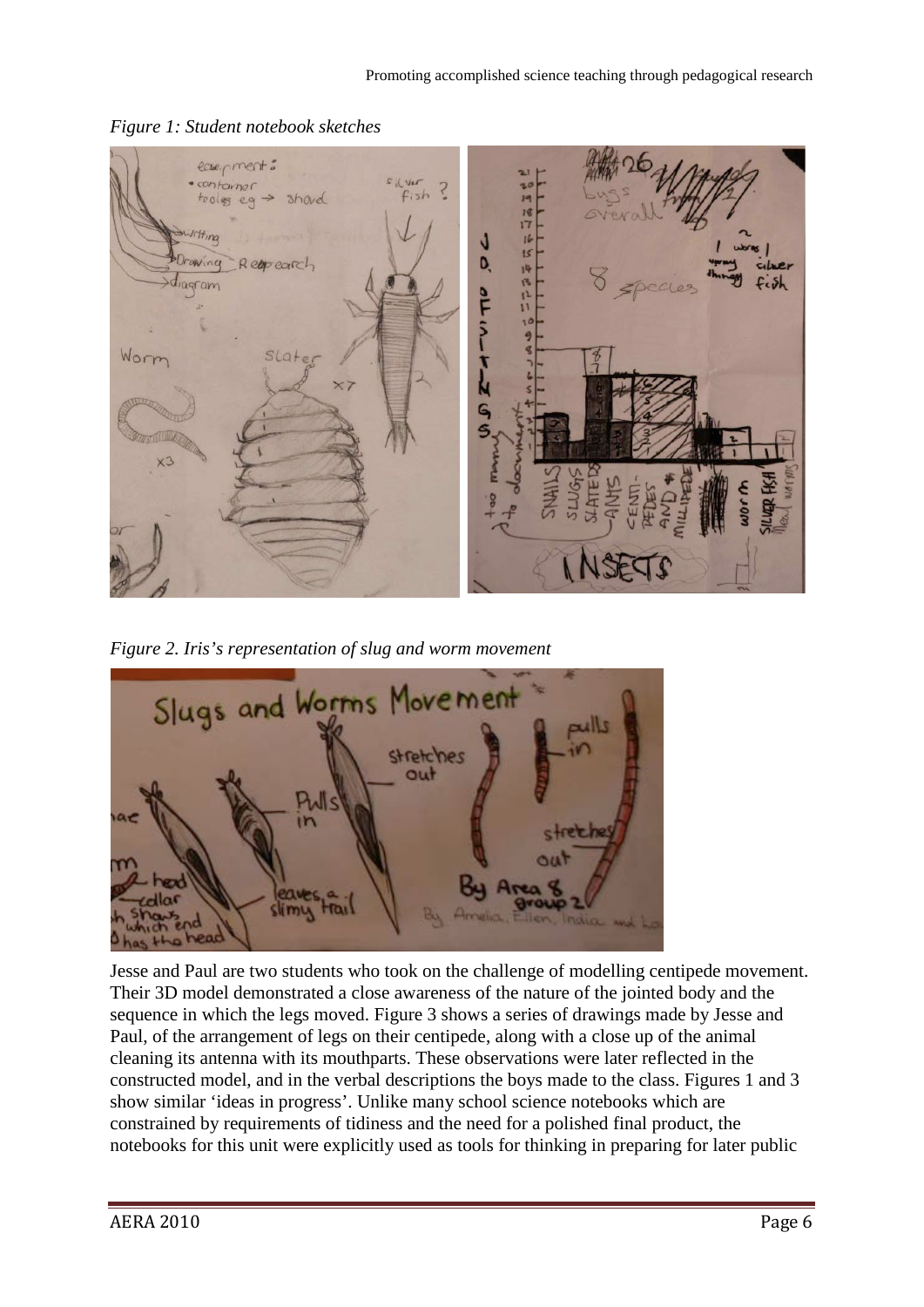*Figure 1: Student notebook sketches*

*Figure 2. Iris's representation of slug and worm movement*

Jesse and Paul are two students who took on the challenge of modelling centipede movement. Their 3D model demonstrated a close awareness of the nature of the jointed body and the sequence in which the legs moved. Figure 3 shows a series of drawings made by Jesse and Paul, of the arrangement of legs on their centipede, along with a close up of the animal cleaning its antenna with its mouthparts. These observations were later reflected in the constructed model, and in the verbal descriptions the boys made to the class. Figures 1 and 3 show similar 'ideas in progress'. Unlike many school science notebooks which are constrained by requirements of tidiness and the need for a polished final product, the notebooks for this unit were explicitly used as tools for thinking in preparing for later public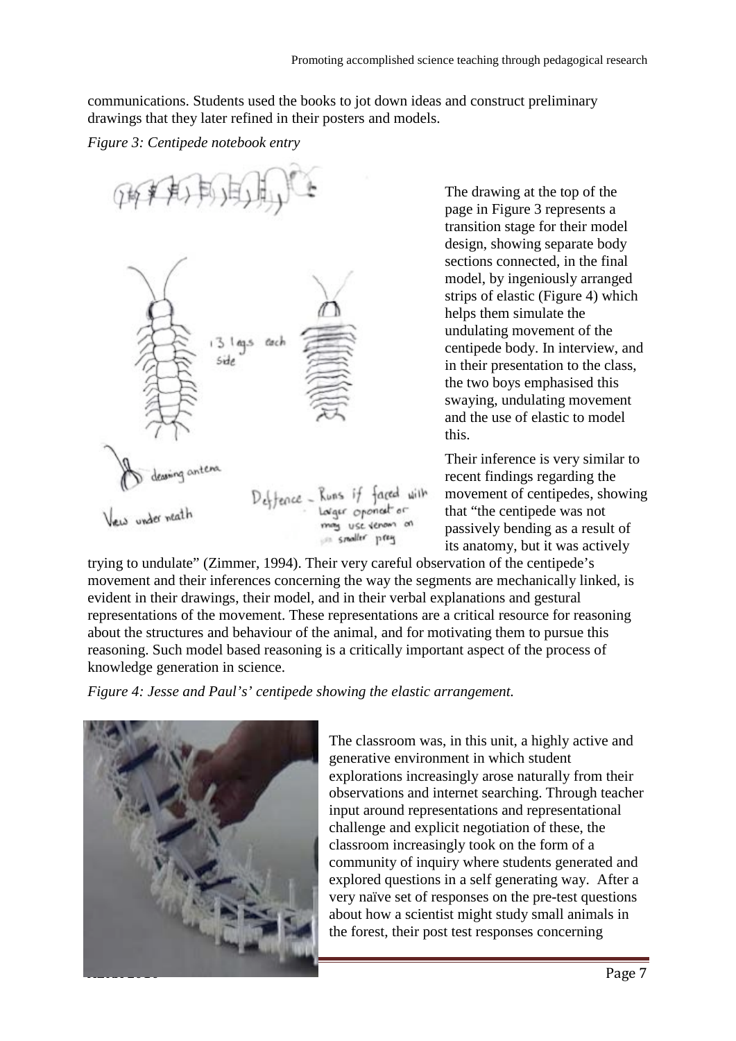communications. Students used the books to jot down ideas and construct preliminary drawings that they later refined in their posters and models.

*Figure 3: Centipede notebook entry*

The drawing at the top of the page in Figure 3 represents a transition stage for their model design, showing separate body sections connected, in the final model, by ingeniously arranged strips of elastic (Figure 4) which helps them simulate the undulating movement of the centipede body. In interview, and in their presentation to the class, the two boys emphasised this swaying, undulating movement and the use of elastic to model this.

Their inference is very similar to recent findings regarding the movement of centipedes, showing that "the centipede was not passively bending as a result of its anatomy, but it was actively trying to undulate" (Zimmer, 1994). Their very careful observation of the centipede's movement and their inferences concerning the way the segments are mechanically linked, is evident in their drawings, their model, and in their verbal explanations and gestural representations of the movement. These representations are a critical resource for reasoning about the structures and behaviour of the animal, and for motivating them to pursue this reasoning. Such model based reasoning is a critically important aspect of the process of knowledge generation in science.

*Figure 4: Jesse and Paul's' centipede showing the elastic arrangement.*

The classroom was, in this unit, a highly active and generative environment in which student explorations increasingly arose naturally from their observations and internet searching. Through teacher input around representations and representational challenge and explicit negotiation of these, the classroom increasingly took on the form of a community of inquiry where students generated and explored questions in a self generating way. After a very naïve set of responses on the pre-test questions about how a scientist might study small animals in the forest, their post test responses concerning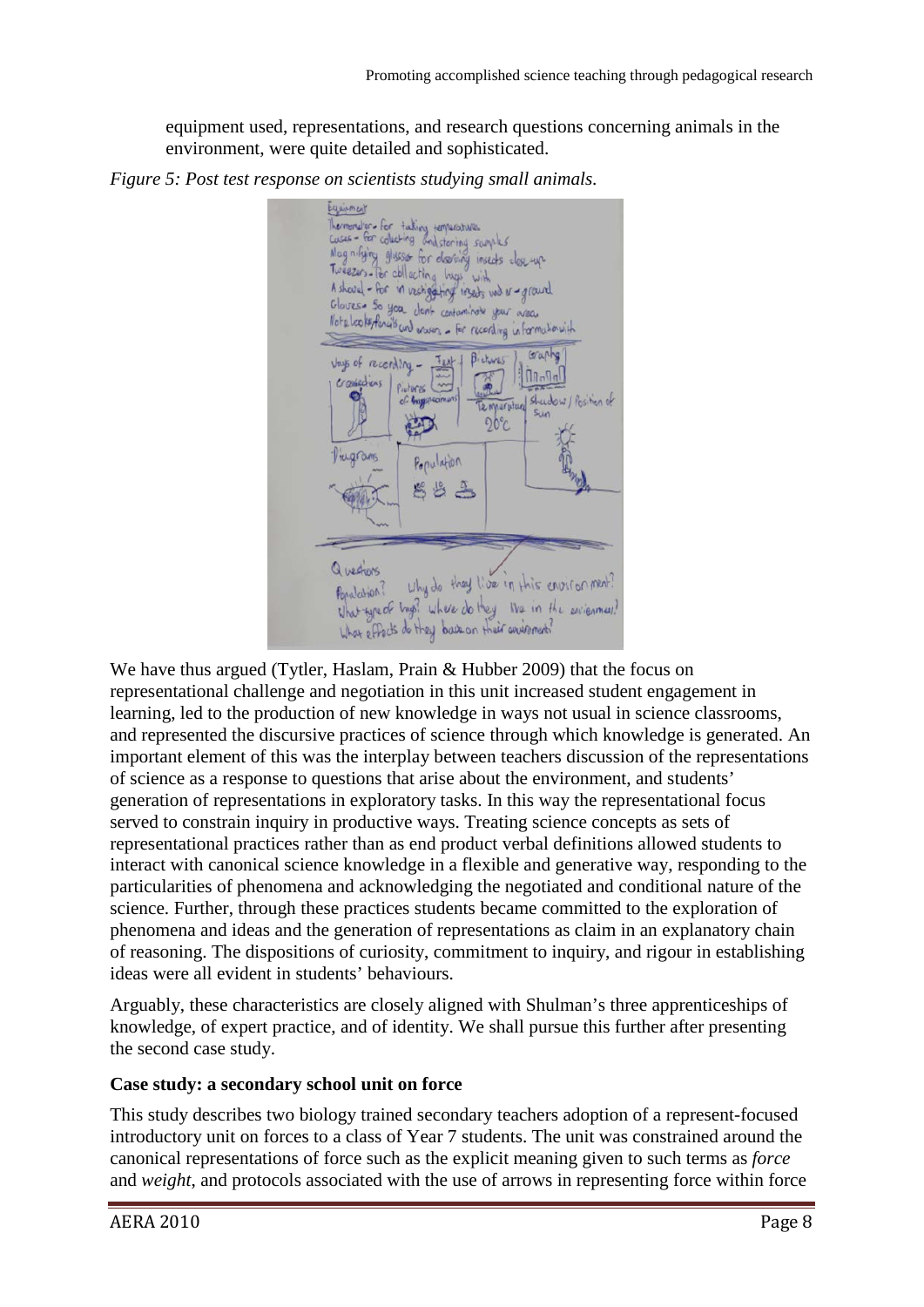equipment used, representations, and research questions concerning animals in the environment, were quite detailed and sophisticated.

*Figure 5: Post test response on scientists studying small animals.*

We have thus argued (Tytler, Haslam, Prain & Hubber 2009) that the focus on representational challenge and negotiation in this unit increased student engagement in learning, led to the production of new knowledge in ways not usual in science classrooms, and represented the discursive practices of science through which knowledge is generated. An important element of this was the interplay between teachers discussion of the representations of science as a response to questions that arise about the environment, and students' generation of representations in exploratory tasks. In this way the representational focus served to constrain inquiry in productive ways. Treating science concepts as sets of representational practices rather than as end product verbal definitions allowed students to interact with canonical science knowledge in a flexible and generative way, responding to the particularities of phenomena and acknowledging the negotiated and conditional nature of the science. Further, through these practices students became committed to the exploration of phenomena and ideas and the generation of representations as claim in an explanatory chain of reasoning. The dispositions of curiosity, commitment to inquiry, and rigour in establishing ideas were all evident in students' behaviours.

Arguably, these characteristics are closely aligned with Shulman's three apprenticeships of knowledge, of expert practice, and of identity. We shall pursue this further after presenting the second case study.

**Case study: a secondary school unit on force**

This study describes two biology trained secondary teachers adoption of a represent-focused introductory unit on forces to a class of Year 7 students. The unit was constrained around the canonical representations of force such as the explicit meaning given to such terms as *force* and *weight*, and protocols associated with the use of arrows in representing force within force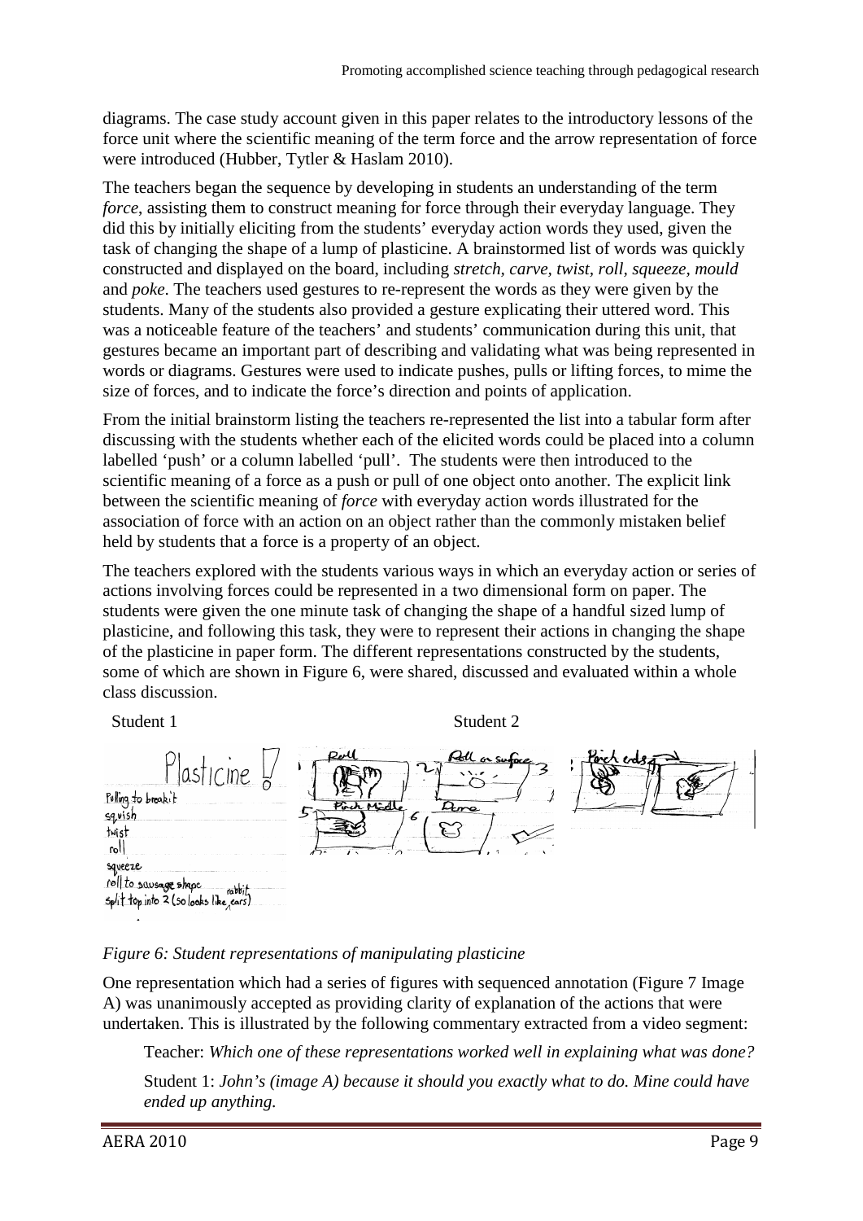diagrams. The case study account given in this paper relates to the introductory lessons of the force unit where the scientific meaning of the term force and the arrow representation of force were introduced (Hubber, Tytler & Haslam 2010).

The teachers began the sequence by developing in students an understanding of the term *force*, assisting them to construct meaning for force through their everyday language. They did this by initially eliciting from the students' everyday action words they used, given the task of changing the shape of a lump of plasticine. A brainstormed list of words was quickly constructed and displayed on the board, including *stretch, carve, twist, roll, squeeze, mould* and *poke*. The teachers used gestures to re-represent the words as they were given by the students. Many of the students also provided a gesture explicating their uttered word. This was a noticeable feature of the teachers' and students' communication during this unit, that gestures became an important part of describing and validating what was being represented in words or diagrams. Gestures were used to indicate pushes, pulls or lifting forces, to mime the size of forces, and to indicate the force's direction and points of application.

From the initial brainstorm listing the teachers re-represented the list into a tabular form after discussing with the students whether each of the elicited words could be placed into a column labelled 'push' or a column labelled 'pull'. The students were then introduced to the scientific meaning of a force as a push or pull of one object onto another. The explicit link between the scientific meaning of *force* with everyday action words illustrated for the association of force with an action on an object rather than the commonly mistaken belief held by students that a force is a property of an object.

The teachers explored with the students various ways in which an everyday action or series of actions involving forces could be represented in a two dimensional form on paper. The students were given the one minute task of changing the shape of a handful sized lump of plasticine, and following this task, they were to represent their actions in changing the shape of the plasticine in paper form. The different representations constructed by the students, some of which are shown in Figure 6, were shared, discussed and evaluated within a whole class discussion.

Student 1 Student 2

*Figure 6: Student representations of manipulating plasticine*

One representation which had a series of figures with sequenced annotation (Figure 7 Image A) was unanimously accepted as providing clarity of explanation of the actions that were undertaken. This is illustrated by the following commentary extracted from a video segment:

> Teacher: *Which one of these representations worked well in explaining what was done?*
>
> Student 1: *John's (image A) because it should you exactly what to do. Mine could have ended up anything.*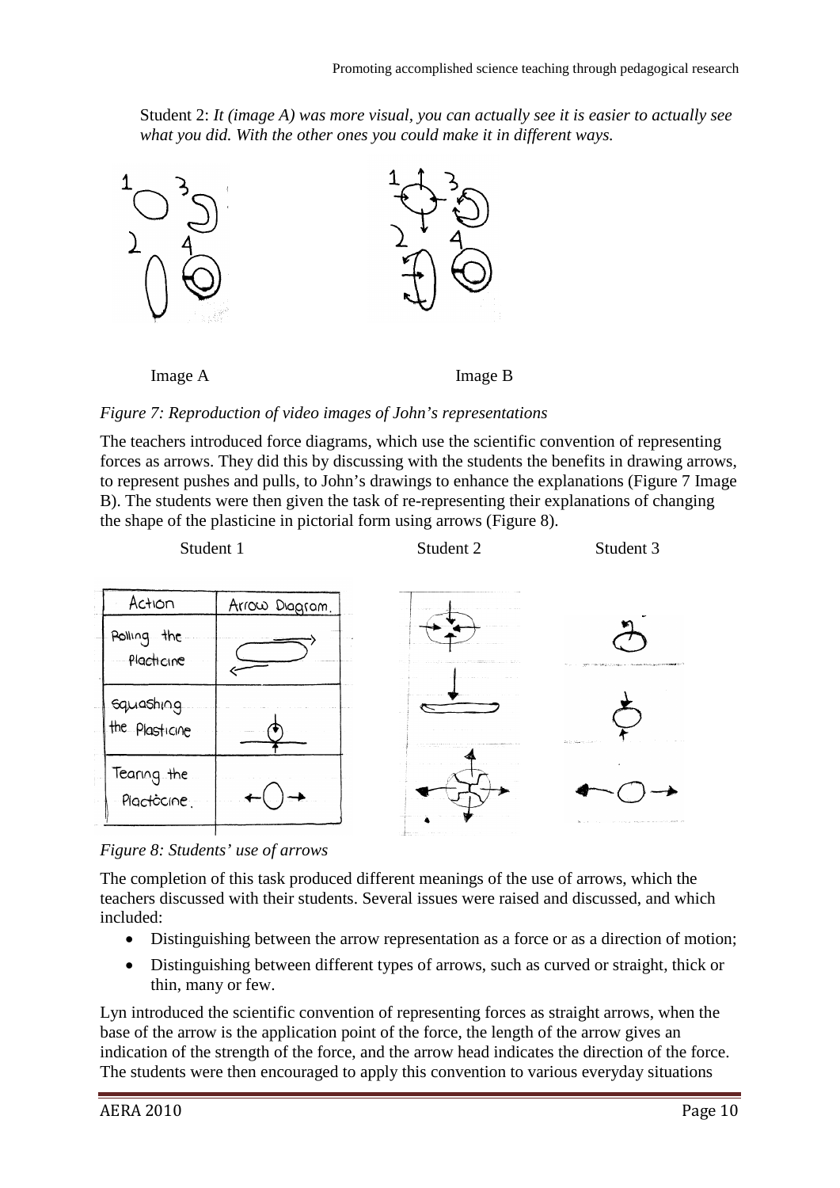Student 2: *It (image A) was more visual, you can actually see it is easier to actually see what you did. With the other ones you could make it in different ways.*

Image A Image B

*Figure 7: Reproduction of video images of John's representations*

The teachers introduced force diagrams, which use the scientific convention of representing forces as arrows. They did this by discussing with the students the benefits in drawing arrows, to represent pushes and pulls, to John's drawings to enhance the explanations (Figure 7 Image B). The students were then given the task of re-representing their explanations of changing the shape of the plasticine in pictorial form using arrows (Figure 8).

Student 1 Student 2 Student 3

*Figure 8: Students' use of arrows*

The completion of this task produced different meanings of the use of arrows, which the teachers discussed with their students. Several issues were raised and discussed, and which included:

- Distinguishing between the arrow representation as a force or as a direction of motion;
- Distinguishing between different types of arrows, such as curved or straight, thick or thin, many or few.

Lyn introduced the scientific convention of representing forces as straight arrows, when the base of the arrow is the application point of the force, the length of the arrow gives an indication of the strength of the force, and the arrow head indicates the direction of the force. The students were then encouraged to apply this convention to various everyday situations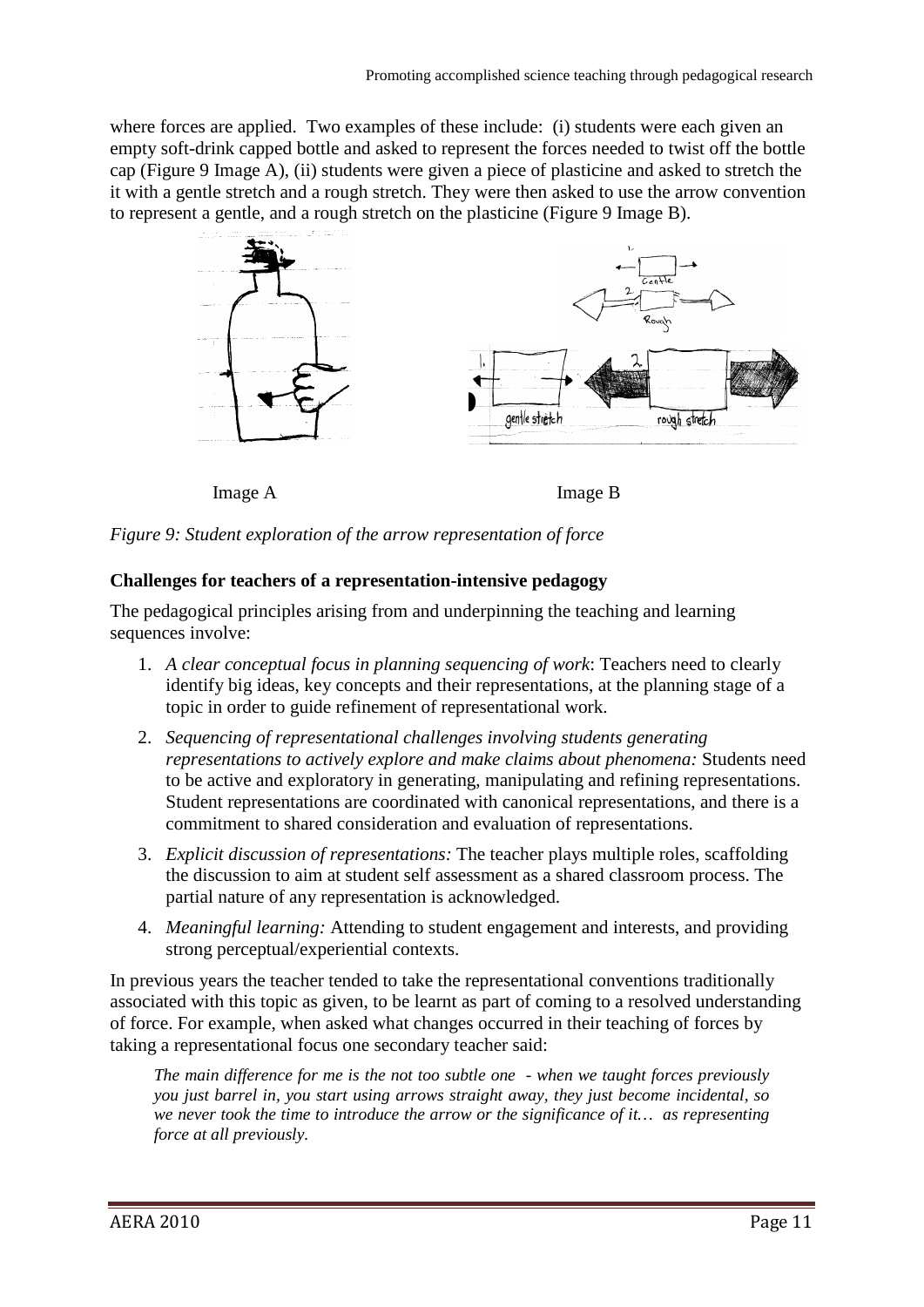where forces are applied. Two examples of these include: (i) students were each given an empty soft-drink capped bottle and asked to represent the forces needed to twist off the bottle cap (Figure 9 Image A), (ii) students were given a piece of plasticine and asked to stretch the it with a gentle stretch and a rough stretch. They were then asked to use the arrow convention to represent a gentle, and a rough stretch on the plasticine (Figure 9 Image B).

Image A                                        Image B

*Figure 9: Student exploration of the arrow representation of force*

**Challenges for teachers of a representation-intensive pedagogy**

The pedagogical principles arising from and underpinning the teaching and learning sequences involve:

1. *A clear conceptual focus in planning sequencing of work*: Teachers need to clearly identify big ideas, key concepts and their representations, at the planning stage of a topic in order to guide refinement of representational work.
2. *Sequencing of representational challenges involving students generating representations to actively explore and make claims about phenomena:* Students need to be active and exploratory in generating, manipulating and refining representations. Student representations are coordinated with canonical representations, and there is a commitment to shared consideration and evaluation of representations.
3. *Explicit discussion of representations:* The teacher plays multiple roles, scaffolding the discussion to aim at student self assessment as a shared classroom process. The partial nature of any representation is acknowledged.
4. *Meaningful learning:* Attending to student engagement and interests, and providing strong perceptual/experiential contexts.

In previous years the teacher tended to take the representational conventions traditionally associated with this topic as given, to be learnt as part of coming to a resolved understanding of force. For example, when asked what changes occurred in their teaching of forces by taking a representational focus one secondary teacher said:

> *The main difference for me is the not too subtle one - when we taught forces previously you just barrel in, you start using arrows straight away, they just become incidental, so we never took the time to introduce the arrow or the significance of it… as representing force at all previously.*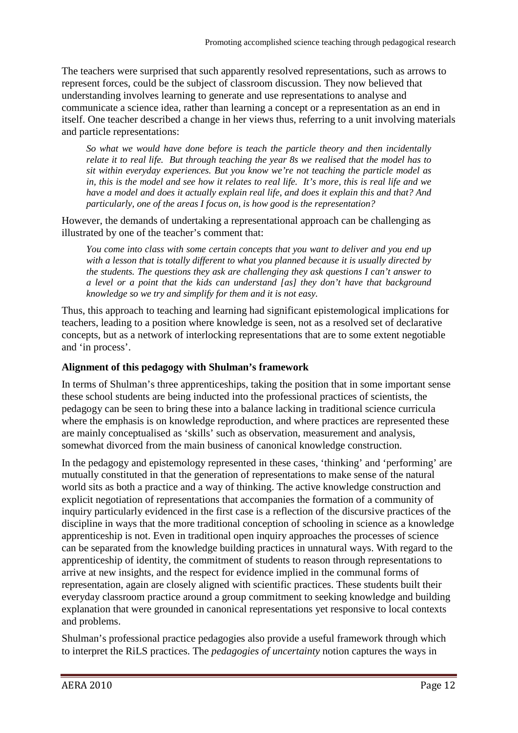The teachers were surprised that such apparently resolved representations, such as arrows to represent forces, could be the subject of classroom discussion. They now believed that understanding involves learning to generate and use representations to analyse and communicate a science idea, rather than learning a concept or a representation as an end in itself. One teacher described a change in her views thus, referring to a unit involving materials and particle representations:

> *So what we would have done before is teach the particle theory and then incidentally relate it to real life. But through teaching the year 8s we realised that the model has to sit within everyday experiences. But you know we're not teaching the particle model as in, this is the model and see how it relates to real life. It's more, this is real life and we have a model and does it actually explain real life, and does it explain this and that? And particularly, one of the areas I focus on, is how good is the representation?*

However, the demands of undertaking a representational approach can be challenging as illustrated by one of the teacher's comment that:

> *You come into class with some certain concepts that you want to deliver and you end up with a lesson that is totally different to what you planned because it is usually directed by the students. The questions they ask are challenging they ask questions I can't answer to a level or a point that the kids can understand [as] they don't have that background knowledge so we try and simplify for them and it is not easy.*

Thus, this approach to teaching and learning had significant epistemological implications for teachers, leading to a position where knowledge is seen, not as a resolved set of declarative concepts, but as a network of interlocking representations that are to some extent negotiable and 'in process'.

**Alignment of this pedagogy with Shulman's framework**

In terms of Shulman's three apprenticeships, taking the position that in some important sense these school students are being inducted into the professional practices of scientists, the pedagogy can be seen to bring these into a balance lacking in traditional science curricula where the emphasis is on knowledge reproduction, and where practices are represented these are mainly conceptualised as 'skills' such as observation, measurement and analysis, somewhat divorced from the main business of canonical knowledge construction.

In the pedagogy and epistemology represented in these cases, 'thinking' and 'performing' are mutually constituted in that the generation of representations to make sense of the natural world sits as both a practice and a way of thinking. The active knowledge construction and explicit negotiation of representations that accompanies the formation of a community of inquiry particularly evidenced in the first case is a reflection of the discursive practices of the discipline in ways that the more traditional conception of schooling in science as a knowledge apprenticeship is not. Even in traditional open inquiry approaches the processes of science can be separated from the knowledge building practices in unnatural ways. With regard to the apprenticeship of identity, the commitment of students to reason through representations to arrive at new insights, and the respect for evidence implied in the communal forms of representation, again are closely aligned with scientific practices. These students built their everyday classroom practice around a group commitment to seeking knowledge and building explanation that were grounded in canonical representations yet responsive to local contexts and problems.

Shulman's professional practice pedagogies also provide a useful framework through which to interpret the RiLS practices. The *pedagogies of uncertainty* notion captures the ways in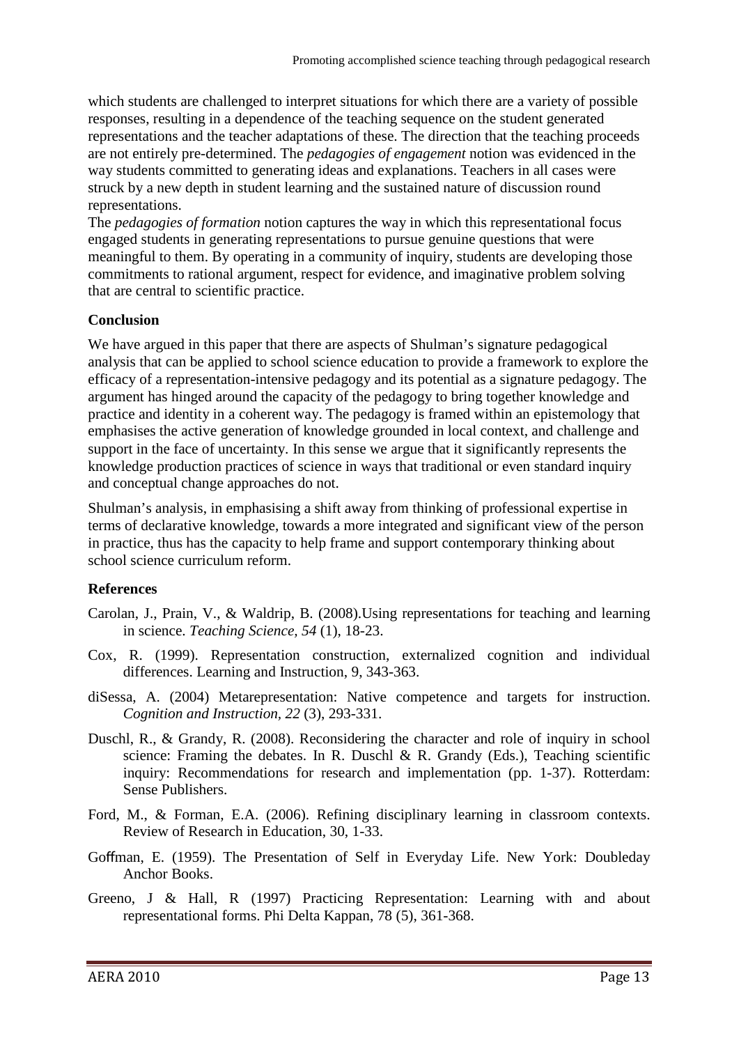which students are challenged to interpret situations for which there are a variety of possible responses, resulting in a dependence of the teaching sequence on the student generated representations and the teacher adaptations of these. The direction that the teaching proceeds are not entirely pre-determined. The *pedagogies of engagement* notion was evidenced in the way students committed to generating ideas and explanations. Teachers in all cases were struck by a new depth in student learning and the sustained nature of discussion round representations.
The *pedagogies of formation* notion captures the way in which this representational focus engaged students in generating representations to pursue genuine questions that were meaningful to them. By operating in a community of inquiry, students are developing those commitments to rational argument, respect for evidence, and imaginative problem solving that are central to scientific practice.

## Conclusion

We have argued in this paper that there are aspects of Shulman's signature pedagogical analysis that can be applied to school science education to provide a framework to explore the efficacy of a representation-intensive pedagogy and its potential as a signature pedagogy. The argument has hinged around the capacity of the pedagogy to bring together knowledge and practice and identity in a coherent way. The pedagogy is framed within an epistemology that emphasises the active generation of knowledge grounded in local context, and challenge and support in the face of uncertainty. In this sense we argue that it significantly represents the knowledge production practices of science in ways that traditional or even standard inquiry and conceptual change approaches do not.

Shulman's analysis, in emphasising a shift away from thinking of professional expertise in terms of declarative knowledge, towards a more integrated and significant view of the person in practice, thus has the capacity to help frame and support contemporary thinking about school science curriculum reform.

## References

Carolan, J., Prain, V., & Waldrip, B. (2008).Using representations for teaching and learning in science. *Teaching Science, 54* (1), 18-23.

Cox, R. (1999). Representation construction, externalized cognition and individual differences. Learning and Instruction, 9, 343-363.

diSessa, A. (2004) Metarepresentation: Native competence and targets for instruction. *Cognition and Instruction, 22* (3), 293-331.

Duschl, R., & Grandy, R. (2008). Reconsidering the character and role of inquiry in school science: Framing the debates. In R. Duschl & R. Grandy (Eds.), Teaching scientific inquiry: Recommendations for research and implementation (pp. 1-37). Rotterdam: Sense Publishers.

Ford, M., & Forman, E.A. (2006). Refining disciplinary learning in classroom contexts. Review of Research in Education, 30, 1-33.

Goffman, E. (1959). The Presentation of Self in Everyday Life. New York: Doubleday Anchor Books.

Greeno, J & Hall, R (1997) Practicing Representation: Learning with and about representational forms. Phi Delta Kappan, 78 (5), 361-368.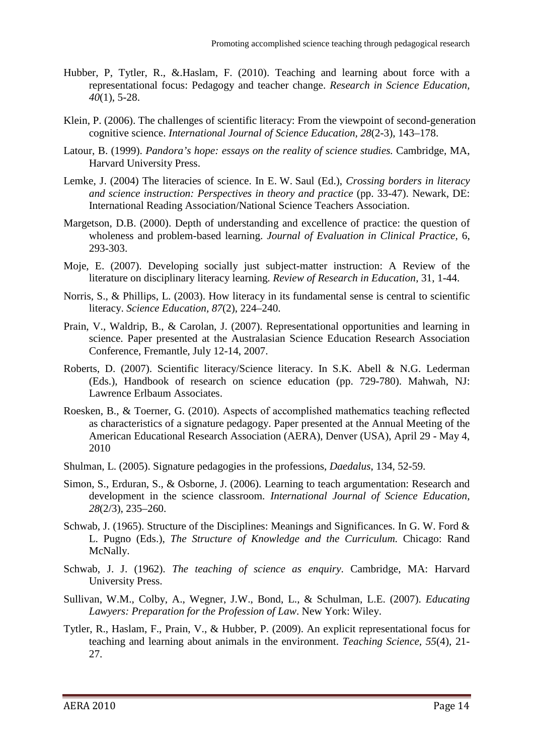Hubber, P, Tytler, R., &.Haslam, F. (2010). Teaching and learning about force with a representational focus: Pedagogy and teacher change. *Research in Science Education, 40*(1), 5-28.

Klein, P. (2006). The challenges of scientific literacy: From the viewpoint of second-generation cognitive science. *International Journal of Science Education, 28*(2-3), 143–178.

Latour, B. (1999). *Pandora's hope: essays on the reality of science studies.* Cambridge, MA, Harvard University Press.

Lemke, J. (2004) The literacies of science. In E. W. Saul (Ed.), *Crossing borders in literacy and science instruction: Perspectives in theory and practice* (pp. 33-47). Newark, DE: International Reading Association/National Science Teachers Association.

Margetson, D.B. (2000). Depth of understanding and excellence of practice: the question of wholeness and problem-based learning. *Journal of Evaluation in Clinical Practice,* 6, 293-303.

Moje, E. (2007). Developing socially just subject-matter instruction: A Review of the literature on disciplinary literacy learning. *Review of Research in Education*, 31, 1-44.

Norris, S., & Phillips, L. (2003). How literacy in its fundamental sense is central to scientific literacy. *Science Education, 87*(2), 224–240.

Prain, V., Waldrip, B., & Carolan, J. (2007). Representational opportunities and learning in science. Paper presented at the Australasian Science Education Research Association Conference, Fremantle, July 12-14, 2007.

Roberts, D. (2007). Scientific literacy/Science literacy. In S.K. Abell & N.G. Lederman (Eds.), Handbook of research on science education (pp. 729-780). Mahwah, NJ: Lawrence Erlbaum Associates.

Roesken, B., & Toerner, G. (2010). Aspects of accomplished mathematics teaching reflected as characteristics of a signature pedagogy. Paper presented at the Annual Meeting of the American Educational Research Association (AERA), Denver (USA), April 29 - May 4, 2010

Shulman, L. (2005). Signature pedagogies in the professions, *Daedalus*, 134, 52-59.

Simon, S., Erduran, S., & Osborne, J. (2006). Learning to teach argumentation: Research and development in the science classroom. *International Journal of Science Education, 28*(2/3), 235–260.

Schwab, J. (1965). Structure of the Disciplines: Meanings and Significances. In G. W. Ford & L. Pugno (Eds.), *The Structure of Knowledge and the Curriculum.* Chicago: Rand McNally.

Schwab, J. J. (1962). *The teaching of science as enquiry*. Cambridge, MA: Harvard University Press.

Sullivan, W.M., Colby, A., Wegner, J.W., Bond, L., & Schulman, L.E. (2007). *Educating Lawyers: Preparation for the Profession of Law*. New York: Wiley.

Tytler, R., Haslam, F., Prain, V., & Hubber, P. (2009). An explicit representational focus for teaching and learning about animals in the environment. *Teaching Science, 55*(4), 21-27.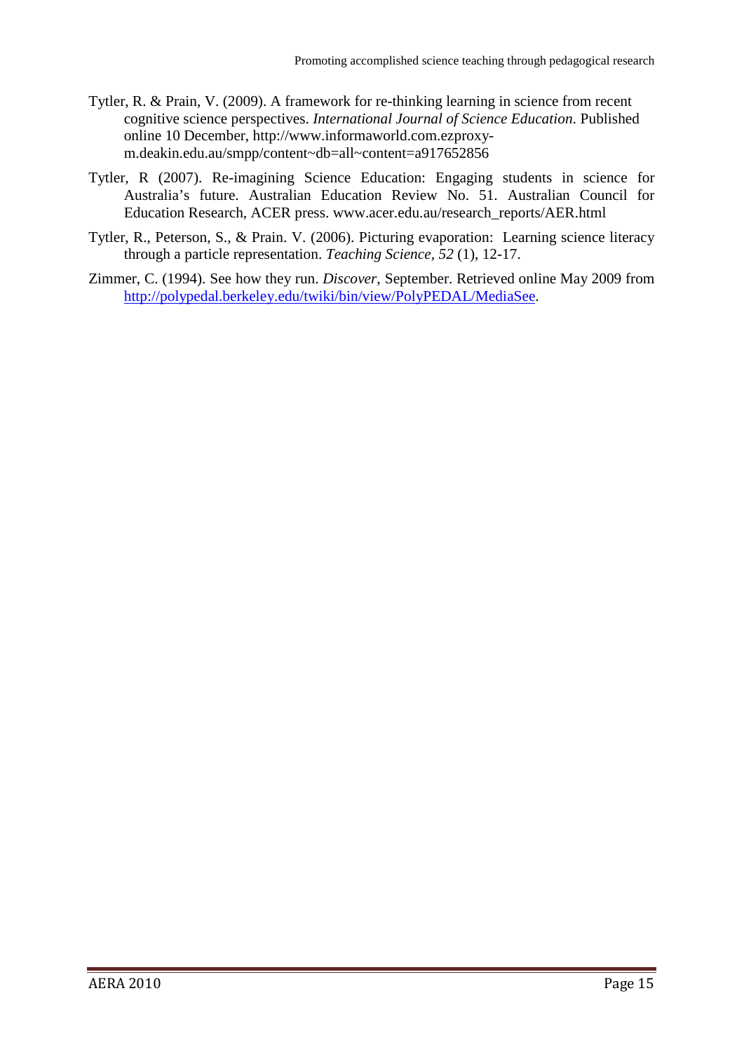Tytler, R. & Prain, V. (2009). A framework for re-thinking learning in science from recent cognitive science perspectives. *International Journal of Science Education*. Published online 10 December, http://www.informaworld.com.ezproxy-m.deakin.edu.au/smpp/content~db=all~content=a917652856

Tytler, R (2007). Re-imagining Science Education: Engaging students in science for Australia's future. Australian Education Review No. 51. Australian Council for Education Research, ACER press. www.acer.edu.au/research_reports/AER.html

Tytler, R., Peterson, S., & Prain. V. (2006). Picturing evaporation: Learning science literacy through a particle representation. *Teaching Science, 52* (1), 12-17.

Zimmer, C. (1994). See how they run. *Discover*, September. Retrieved online May 2009 from http://polypedal.berkeley.edu/twiki/bin/view/PolyPEDAL/MediaSee.